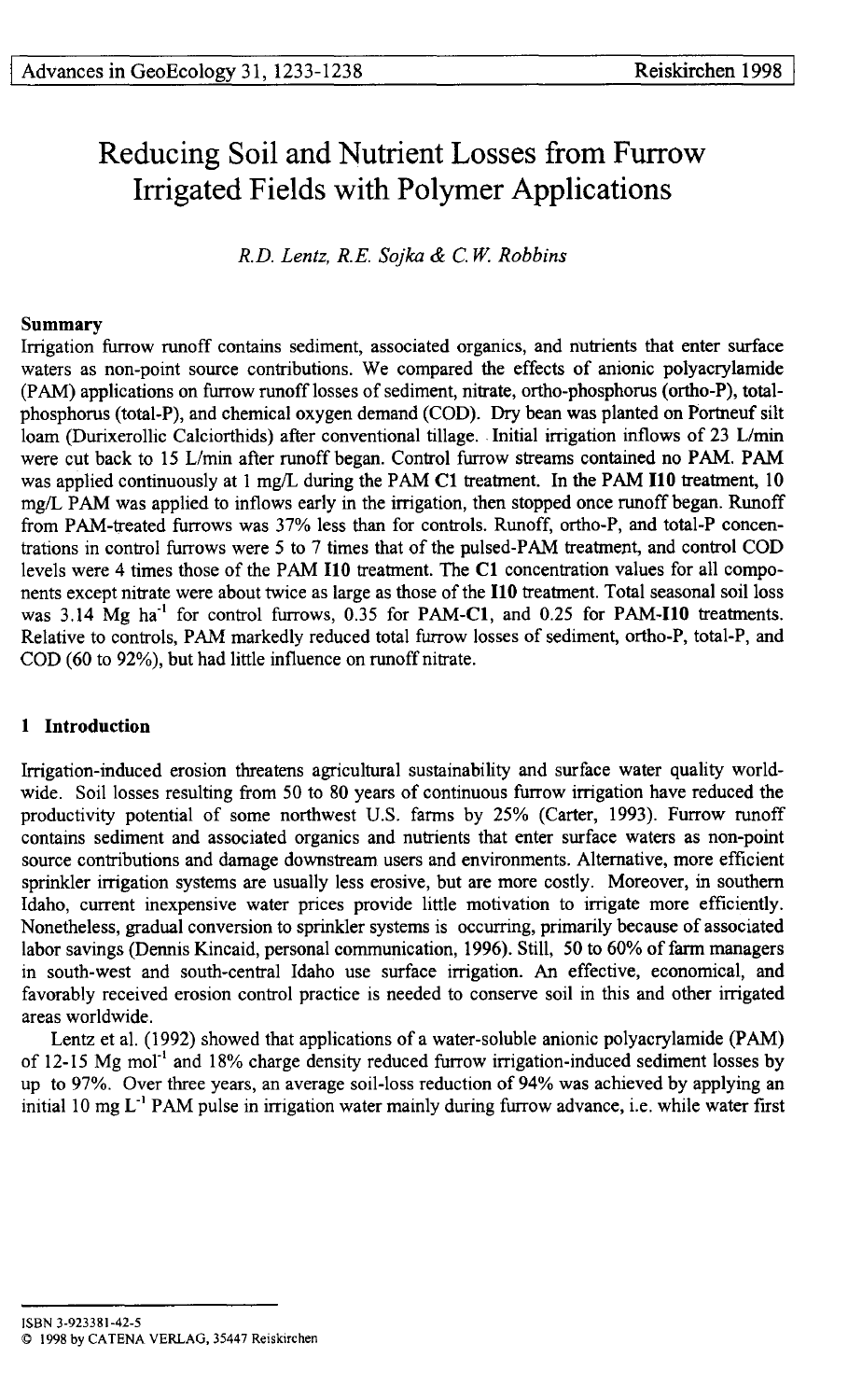# Reducing Soil and Nutrient Losses from Furrow Irrigated Fields with Polymer Applications

*R.D. Lentz, R.E. Sojka & C.W. Robbins*

## Summary

Irrigation furrow runoff contains sediment, associated organics, and nutrients that enter surface waters as non-point source contributions. We compared the effects of anionic polyacrylamide (PAM) applications on furrow runoff losses of sediment, nitrate, ortho-phosphorus (ortho-P), total-phosphorus (total-P), and chemical oxygen demand (COD). Dry bean was planted on Portneuf silt loam (Durixerollic Calciorthids) after conventional tillage. Initial irrigation inflows of 23 L/min were cut back to 15 L/min after runoff began. Control furrow streams contained no PAM. PAM was applied continuously at 1 mg/L during the PAM **C1** treatment. In the PAM **I10** treatment, 10 mg/L PAM was applied to inflows early in the irrigation, then stopped once runoff began. Runoff from PAM-treated furrows was 37% less than for controls. Runoff, ortho-P, and total-P concentrations in control furrows were 5 to 7 times that of the pulsed-PAM treatment, and control COD levels were 4 times those of the PAM **I10** treatment. The **C1** concentration values for all components except nitrate were about twice as large as those of the **I10** treatment. Total seasonal soil loss was 3.14 Mg ha$^{-1}$ for control furrows, 0.35 for PAM-**C1**, and 0.25 for PAM-**I10** treatments. Relative to controls, PAM markedly reduced total furrow losses of sediment, ortho-P, total-P, and COD (60 to 92%), but had little influence on runoff nitrate.

## 1 Introduction

Irrigation-induced erosion threatens agricultural sustainability and surface water quality worldwide. Soil losses resulting from 50 to 80 years of continuous furrow irrigation have reduced the productivity potential of some northwest U.S. farms by 25% (Carter, 1993). Furrow runoff contains sediment and associated organics and nutrients that enter surface waters as non-point source contributions and damage downstream users and environments. Alternative, more efficient sprinkler irrigation systems are usually less erosive, but are more costly. Moreover, in southern Idaho, current inexpensive water prices provide little motivation to irrigate more efficiently. Nonetheless, gradual conversion to sprinkler systems is occurring, primarily because of associated labor savings (Dennis Kincaid, personal communication, 1996). Still, 50 to 60% of farm managers in south-west and south-central Idaho use surface irrigation. An effective, economical, and favorably received erosion control practice is needed to conserve soil in this and other irrigated areas worldwide.

Lentz et al. (1992) showed that applications of a water-soluble anionic polyacrylamide (PAM) of 12-15 Mg mol$^{-1}$ and 18% charge density reduced furrow irrigation-induced sediment losses by up to 97%. Over three years, an average soil-loss reduction of 94% was achieved by applying an initial 10 mg L$^{-1}$ PAM pulse in irrigation water mainly during furrow advance, i.e. while water first

ISBN 3-923381-42-5
© 1998 by CATENA VERLAG, 35447 Reiskirchen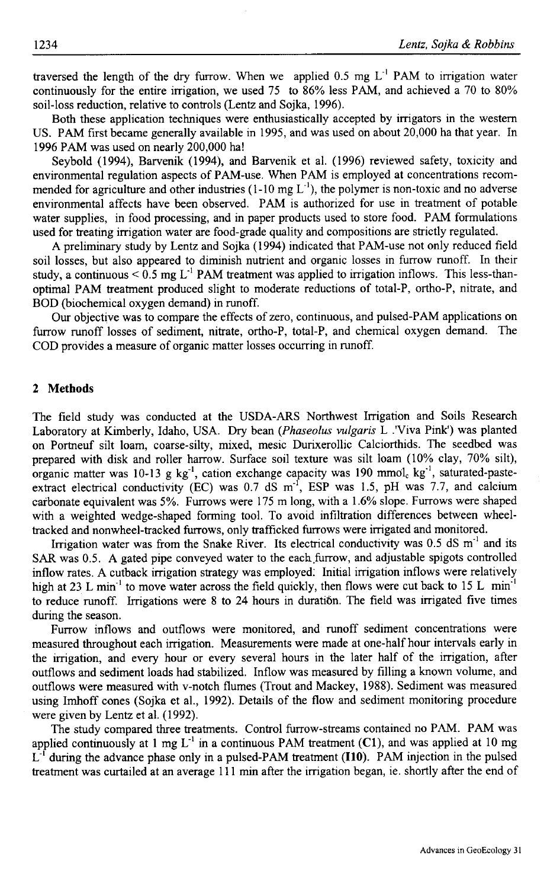traversed the length of the dry furrow. When we applied 0.5 mg $L^{-1}$ PAM to irrigation water continuously for the entire irrigation, we used 75 to 86% less PAM, and achieved a 70 to 80% soil-loss reduction, relative to controls (Lentz and Sojka, 1996).

Both these application techniques were enthusiastically accepted by irrigators in the western US. PAM first became generally available in 1995, and was used on about 20,000 ha that year. In 1996 PAM was used on nearly 200,000 ha!

Seybold (1994), Barvenik (1994), and Barvenik et al. (1996) reviewed safety, toxicity and environmental regulation aspects of PAM-use. When PAM is employed at concentrations recommended for agriculture and other industries (1-10 mg $L^{-1}$), the polymer is non-toxic and no adverse environmental affects have been observed. PAM is authorized for use in treatment of potable water supplies, in food processing, and in paper products used to store food. PAM formulations used for treating irrigation water are food-grade quality and compositions are strictly regulated.

A preliminary study by Lentz and Sojka (1994) indicated that PAM-use not only reduced field soil losses, but also appeared to diminish nutrient and organic losses in furrow runoff. In their study, a continuous < 0.5 mg $L^{-1}$ PAM treatment was applied to irrigation inflows. This less-than-optimal PAM treatment produced slight to moderate reductions of total-P, ortho-P, nitrate, and BOD (biochemical oxygen demand) in runoff.

Our objective was to compare the effects of zero, continuous, and pulsed-PAM applications on furrow runoff losses of sediment, nitrate, ortho-P, total-P, and chemical oxygen demand. The COD provides a measure of organic matter losses occurring in runoff.

## 2 Methods

The field study was conducted at the USDA-ARS Northwest Irrigation and Soils Research Laboratory at Kimberly, Idaho, USA. Dry bean (*Phaseolus vulgaris* L .'Viva Pink') was planted on Portneuf silt loam, coarse-silty, mixed, mesic Durixerollic Calciorthids. The seedbed was prepared with disk and roller harrow. Surface soil texture was silt loam (10% clay, 70% silt), organic matter was 10-13 g $kg^{-1}$, cation exchange capacity was 190 $mmol_c$ $kg^{-1}$, saturated-paste-extract electrical conductivity (EC) was 0.7 dS $m^{-1}$, ESP was 1.5, pH was 7.7, and calcium carbonate equivalent was 5%. Furrows were 175 m long, with a 1.6% slope. Furrows were shaped with a weighted wedge-shaped forming tool. To avoid infiltration differences between wheel-tracked and nonwheel-tracked furrows, only trafficked furrows were irrigated and monitored.

Irrigation water was from the Snake River. Its electrical conductivity was 0.5 dS $m^{-1}$ and its SAR was 0.5. A gated pipe conveyed water to the each furrow, and adjustable spigots controlled inflow rates. A cutback irrigation strategy was employed: Initial irrigation inflows were relatively high at 23 L $min^{-1}$ to move water across the field quickly, then flows were cut back to 15 L $min^{-1}$ to reduce runoff. Irrigations were 8 to 24 hours in duration. The field was irrigated five times during the season.

Furrow inflows and outflows were monitored, and runoff sediment concentrations were measured throughout each irrigation. Measurements were made at one-half hour intervals early in the irrigation, and every hour or every several hours in the later half of the irrigation, after outflows and sediment loads had stabilized. Inflow was measured by filling a known volume, and outflows were measured with v-notch flumes (Trout and Mackey, 1988). Sediment was measured using Imhoff cones (Sojka et al., 1992). Details of the flow and sediment monitoring procedure were given by Lentz et al. (1992).

The study compared three treatments. Control furrow-streams contained no PAM. PAM was applied continuously at 1 mg $L^{-1}$ in a continuous PAM treatment (**C1**), and was applied at 10 mg $L^{-1}$ during the advance phase only in a pulsed-PAM treatment (**I10**). PAM injection in the pulsed treatment was curtailed at an average 111 min after the irrigation began, ie. shortly after the end of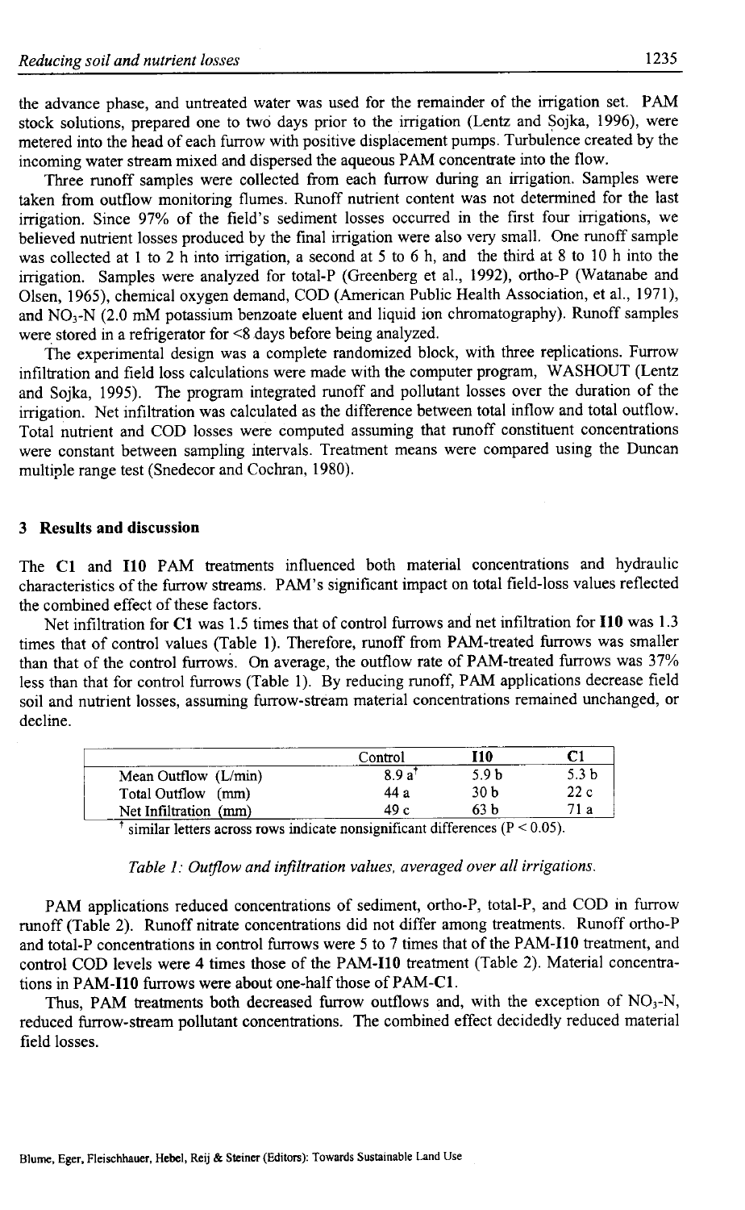the advance phase, and untreated water was used for the remainder of the irrigation set. PAM stock solutions, prepared one to two days prior to the irrigation (Lentz and Sojka, 1996), were metered into the head of each furrow with positive displacement pumps. Turbulence created by the incoming water stream mixed and dispersed the aqueous PAM concentrate into the flow.

Three runoff samples were collected from each furrow during an irrigation. Samples were taken from outflow monitoring flumes. Runoff nutrient content was not determined for the last irrigation. Since 97% of the field's sediment losses occurred in the first four irrigations, we believed nutrient losses produced by the final irrigation were also very small. One runoff sample was collected at 1 to 2 h into irrigation, a second at 5 to 6 h, and the third at 8 to 10 h into the irrigation. Samples were analyzed for total-P (Greenberg et al., 1992), ortho-P (Watanabe and Olsen, 1965), chemical oxygen demand, COD (American Public Health Association, et al., 1971), and $NO_3$-N (2.0 mM potassium benzoate eluent and liquid ion chromatography). Runoff samples were stored in a refrigerator for <8 days before being analyzed.

The experimental design was a complete randomized block, with three replications. Furrow infiltration and field loss calculations were made with the computer program, WASHOUT (Lentz and Sojka, 1995). The program integrated runoff and pollutant losses over the duration of the irrigation. Net infiltration was calculated as the difference between total inflow and total outflow. Total nutrient and COD losses were computed assuming that runoff constituent concentrations were constant between sampling intervals. Treatment means were compared using the Duncan multiple range test (Snedecor and Cochran, 1980).

## 3 Results and discussion

The **C1** and **I10** PAM treatments influenced both material concentrations and hydraulic characteristics of the furrow streams. PAM's significant impact on total field-loss values reflected the combined effect of these factors.

Net infiltration for **C1** was 1.5 times that of control furrows and net infiltration for **I10** was 1.3 times that of control values (Table 1). Therefore, runoff from PAM-treated furrows was smaller than that of the control furrows. On average, the outflow rate of PAM-treated furrows was 37% less than that for control furrows (Table 1). By reducing runoff, PAM applications decrease field soil and nutrient losses, assuming furrow-stream material concentrations remained unchanged, or decline.

| | Control | **I10** | **C1** |
|---|---|---|---|
| Mean Outflow (L/min) | 8.9 a[†] | 5.9 b | 5.3 b |
| Total Outflow (mm) | 44 a | 30 b | 22 c |
| Net Infiltration (mm) | 49 c | 63 b | 71 a |

[†] similar letters across rows indicate nonsignificant differences ($P < 0.05$).

*Table 1: Outflow and infiltration values, averaged over all irrigations.*

PAM applications reduced concentrations of sediment, ortho-P, total-P, and COD in furrow runoff (Table 2). Runoff nitrate concentrations did not differ among treatments. Runoff ortho-P and total-P concentrations in control furrows were 5 to 7 times that of the PAM-**I10** treatment, and control COD levels were 4 times those of the PAM-**I10** treatment (Table 2). Material concentrations in PAM-**I10** furrows were about one-half those of PAM-**C1**.

Thus, PAM treatments both decreased furrow outflows and, with the exception of $NO_3$-N, reduced furrow-stream pollutant concentrations. The combined effect decidedly reduced material field losses.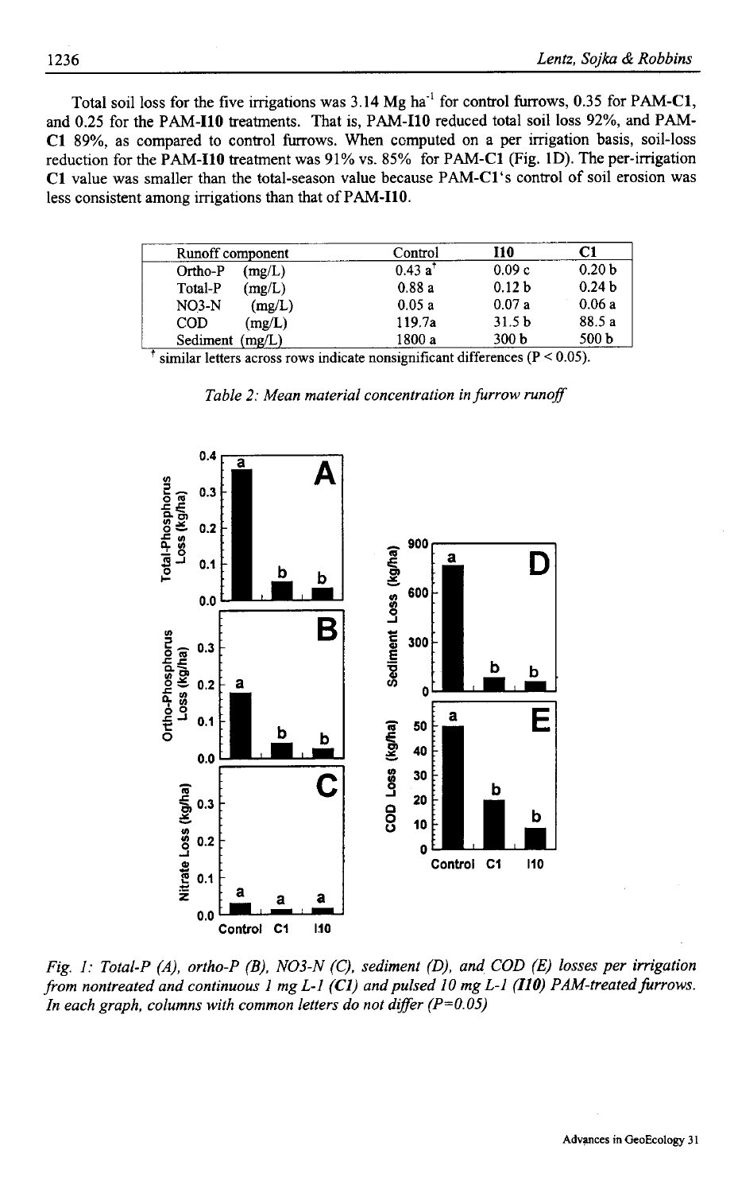Total soil loss for the five irrigations was 3.14 Mg ha$^{-1}$ for control furrows, 0.35 for PAM-**C1**, and 0.25 for the PAM-**I10** treatments. That is, PAM-**I10** reduced total soil loss 92%, and PAM-**C1** 89%, as compared to control furrows. When computed on a per irrigation basis, soil-loss reduction for the PAM-**I10** treatment was 91% vs. 85% for PAM-**C1** (Fig. 1D). The per-irrigation **C1** value was smaller than the total-season value because PAM-**C1**'s control of soil erosion was less consistent among irrigations than that of PAM-**I10**.

| Runoff component | Control | I10 | C1 |
|---|---|---|---|
| Ortho-P (mg/L) | 0.43 a[†] | 0.09 c | 0.20 b |
| Total-P (mg/L) | 0.88 a | 0.12 b | 0.24 b |
| NO3-N (mg/L) | 0.05 a | 0.07 a | 0.06 a |
| COD (mg/L) | 119.7a | 31.5 b | 88.5 a |
| Sediment (mg/L) | 1800 a | 300 b | 500 b |

[†] similar letters across rows indicate nonsignificant differences ($P < 0.05$).

*Table 2: Mean material concentration in furrow runoff*

*Fig. 1: Total-P (A), ortho-P (B), NO3-N (C), sediment (D), and COD (E) losses per irrigation from nontreated and continuous 1 mg L-1 (C1) and pulsed 10 mg L-1 (I10) PAM-treated furrows. In each graph, columns with common letters do not differ (P=0.05)*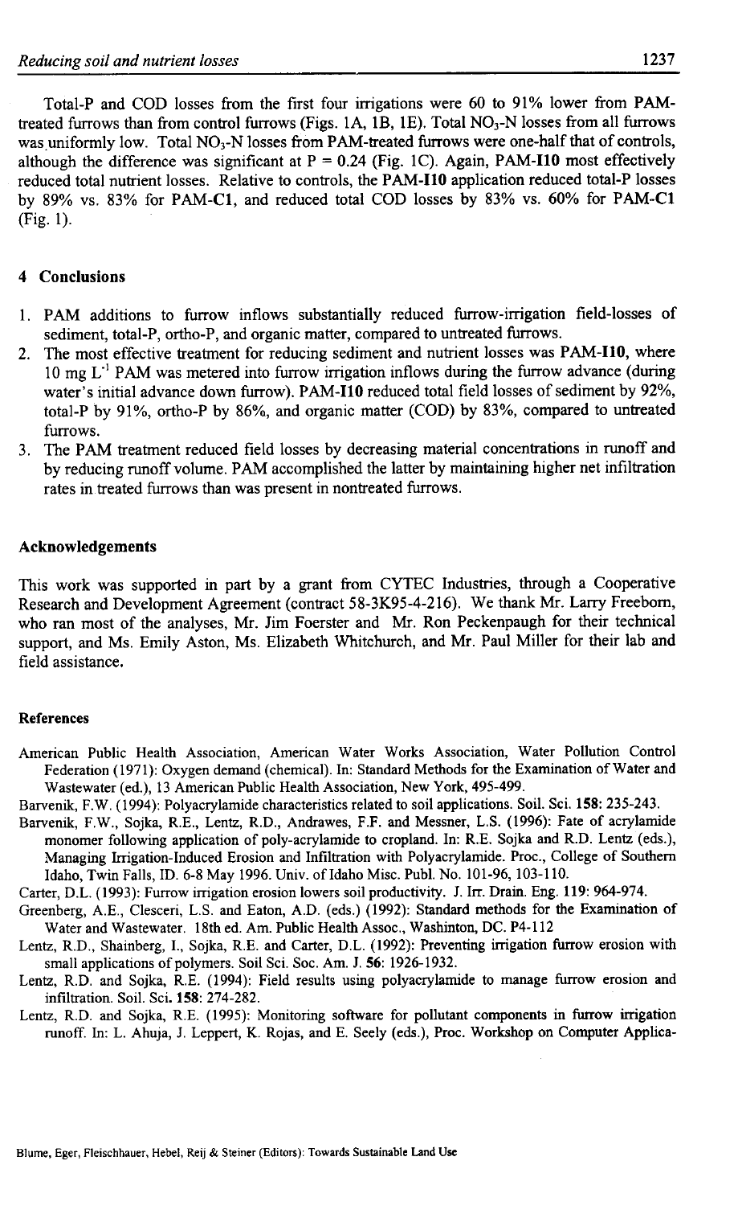Total-P and COD losses from the first four irrigations were 60 to 91% lower from PAM-treated furrows than from control furrows (Figs. 1A, 1B, 1E). Total $NO_3$-N losses from all furrows was uniformly low. Total $NO_3$-N losses from PAM-treated furrows were one-half that of controls, although the difference was significant at $P = 0.24$ (Fig. 1C). Again, **PAM-I10** most effectively reduced total nutrient losses. Relative to controls, the **PAM-I10** application reduced total-P losses by 89% vs. 83% for **PAM-C1**, and reduced total COD losses by 83% vs. 60% for **PAM-C1** (Fig. 1).

## 4 Conclusions

1. PAM additions to furrow inflows substantially reduced furrow-irrigation field-losses of sediment, total-P, ortho-P, and organic matter, compared to untreated furrows.
2. The most effective treatment for reducing sediment and nutrient losses was **PAM-I10**, where 10 mg $L^{-1}$ PAM was metered into furrow irrigation inflows during the furrow advance (during water's initial advance down furrow). PAM-I10 reduced total field losses of sediment by 92%, total-P by 91%, ortho-P by 86%, and organic matter (COD) by 83%, compared to untreated furrows.
3. The PAM treatment reduced field losses by decreasing material concentrations in runoff and by reducing runoff volume. PAM accomplished the latter by maintaining higher net infiltration rates in treated furrows than was present in nontreated furrows.

## Acknowledgements

This work was supported in part by a grant from CYTEC Industries, through a Cooperative Research and Development Agreement (contract 58-3K95-4-216). We thank Mr. Larry Freeborn, who ran most of the analyses, Mr. Jim Foerster and Mr. Ron Peckenpaugh for their technical support, and Ms. Emily Aston, Ms. Elizabeth Whitchurch, and Mr. Paul Miller for their lab and field assistance.

## References

American Public Health Association, American Water Works Association, Water Pollution Control Federation (1971): Oxygen demand (chemical). In: Standard Methods for the Examination of Water and Wastewater (ed.), 13 American Public Health Association, New York, 495-499.

Barvenik, F.W. (1994): Polyacrylamide characteristics related to soil applications. Soil. Sci. **158**: 235-243.

Barvenik, F.W., Sojka, R.E., Lentz, R.D., Andrawes, F.F. and Messner, L.S. (1996): Fate of acrylamide monomer following application of poly-acrylamide to cropland. In: R.E. Sojka and R.D. Lentz (eds.), Managing Irrigation-Induced Erosion and Infiltration with Polyacrylamide. Proc., College of Southern Idaho, Twin Falls, ID. 6-8 May 1996. Univ. of Idaho Misc. Publ. No. 101-96, 103-110.

Carter, D.L. (1993): Furrow irrigation erosion lowers soil productivity. J. Irr. Drain. Eng. **119**: 964-974.

Greenberg, A.E., Clesceri, L.S. and Eaton, A.D. (eds.) (1992): Standard methods for the Examination of Water and Wastewater. 18th ed. Am. Public Health Assoc., Washinton, DC. P4-112

Lentz, R.D., Shainberg, I., Sojka, R.E. and Carter, D.L. (1992): Preventing irrigation furrow erosion with small applications of polymers. Soil Sci. Soc. Am. J. **56**: 1926-1932.

Lentz, R.D. and Sojka, R.E. (1994): Field results using polyacrylamide to manage furrow erosion and infiltration. Soil. Sci. **158**: 274-282.

Lentz, R.D. and Sojka, R.E. (1995): Monitoring software for pollutant components in furrow irrigation runoff. In: L. Ahuja, J. Leppert, K. Rojas, and E. Seely (eds.), Proc. Workshop on Computer Applica-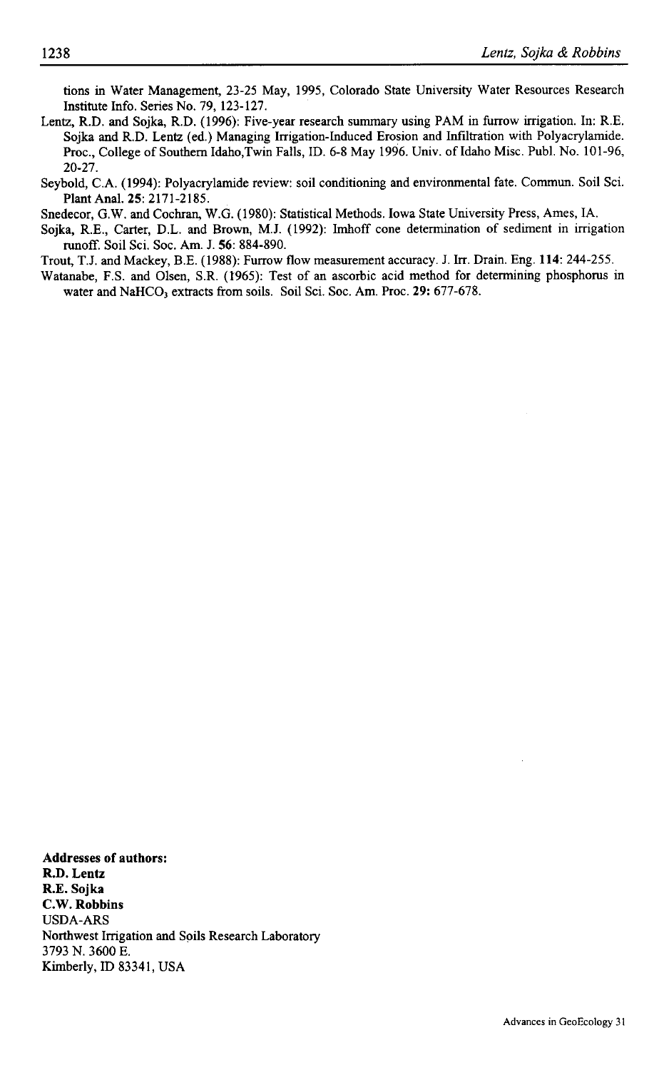tions in Water Management, 23-25 May, 1995, Colorado State University Water Resources Research Institute Info. Series No. 79, 123-127.

Lentz, R.D. and Sojka, R.D. (1996): Five-year research summary using PAM in furrow irrigation. In: R.E. Sojka and R.D. Lentz (ed.) Managing Irrigation-Induced Erosion and Infiltration with Polyacrylamide. Proc., College of Southern Idaho,Twin Falls, ID. 6-8 May 1996. Univ. of Idaho Misc. Publ. No. 101-96, 20-27.

Seybold, C.A. (1994): Polyacrylamide review: soil conditioning and environmental fate. Commun. Soil Sci. Plant Anal. **25**: 2171-2185.

Snedecor, G.W. and Cochran, W.G. (1980): Statistical Methods. Iowa State University Press, Ames, IA.

Sojka, R.E., Carter, D.L. and Brown, M.J. (1992): Imhoff cone determination of sediment in irrigation runoff. Soil Sci. Soc. Am. J. **56**: 884-890.

Trout, T.J. and Mackey, B.E. (1988): Furrow flow measurement accuracy. J. Irr. Drain. Eng. **114**: 244-255.

Watanabe, F.S. and Olsen, S.R. (1965): Test of an ascorbic acid method for determining phosphorus in water and $NaHCO_3$ extracts from soils. Soil Sci. Soc. Am. Proc. **29:** 677-678.

**Addresses of authors:**
**R.D. Lentz**
**R.E. Sojka**
**C.W. Robbins**
USDA-ARS
Northwest Irrigation and Soils Research Laboratory
3793 N. 3600 E.
Kimberly, ID 83341, USA